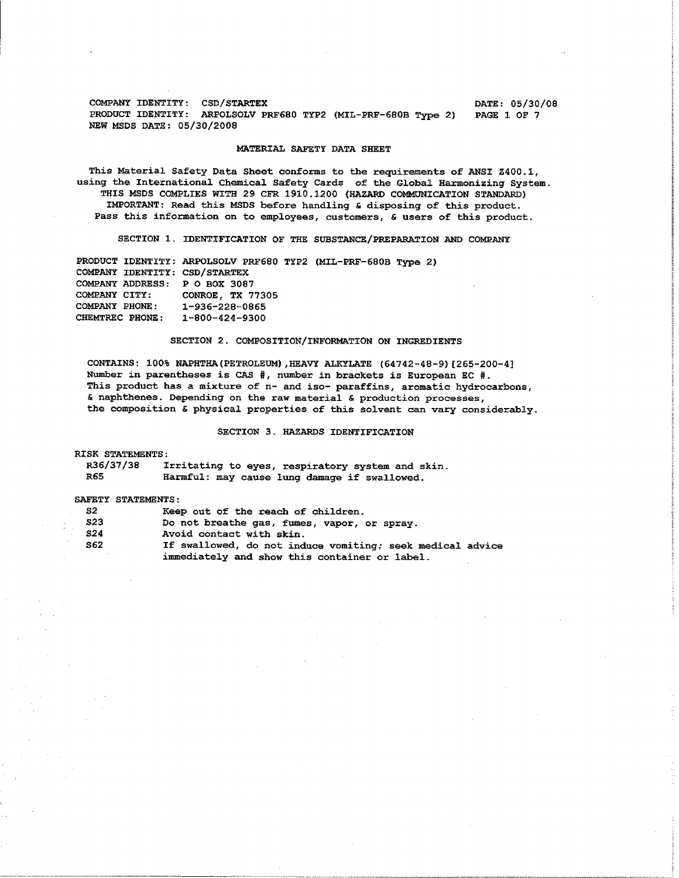COMPANY IDENTITY: CSD/STARTEX
DATE: 05/30/08

PRODUCT IDENTITY: ARPOLSOLV PRF680 TYP2 (MIL-PRF-680B Type 2)

NEW MSDS DATE: 05/30/2008

# MATERIAL SAFETY DATA SHEET

This Material Safety Data Sheet conforms to the requirements of ANSI Z400.1, using the International Chemical Safety Cards of the Global Harmonizing System.
THIS MSDS COMPLIES WITH 29 CFR 1910.1200 (HAZARD COMMUNICATION STANDARD)
IMPORTANT: Read this MSDS before handling & disposing of this product.
Pass this information on to employees, customers, & users of this product.

## SECTION 1. IDENTIFICATION OF THE SUBSTANCE/PREPARATION AND COMPANY

PRODUCT IDENTITY: ARPOLSOLV PRF680 TYP2 (MIL-PRF-680B Type 2)
COMPANY IDENTITY: CSD/STARTEX
COMPANY ADDRESS: P O BOX 3087
COMPANY CITY: CONROE, TX 77305
COMPANY PHONE: 1-936-228-0865
CHEMTREC PHONE: 1-800-424-9300

## SECTION 2. COMPOSITION/INFORMATION ON INGREDIENTS

CONTAINS: 100% NAPHTHA(PETROLEUM),HEAVY ALKYLATE (64742-48-9)[265-200-4]
Number in parentheses is CAS #, number in brackets is European EC #.
This product has a mixture of n- and iso- paraffins, aromatic hydrocarbons, & naphthenes. Depending on the raw material & production processes, the composition & physical properties of this solvent can vary considerably.

## SECTION 3. HAZARDS IDENTIFICATION

RISK STATEMENTS:

| | |
|---|---|
| R36/37/38 | Irritating to eyes, respiratory system and skin. |
| R65 | Harmful: may cause lung damage if swallowed. |

SAFETY STATEMENTS:

| | |
|---|---|
| S2 | Keep out of the reach of children. |
| S23 | Do not breathe gas, fumes, vapor, or spray. |
| S24 | Avoid contact with skin. |
| S62 | If swallowed, do not induce vomiting; seek medical advice immediately and show this container or label. |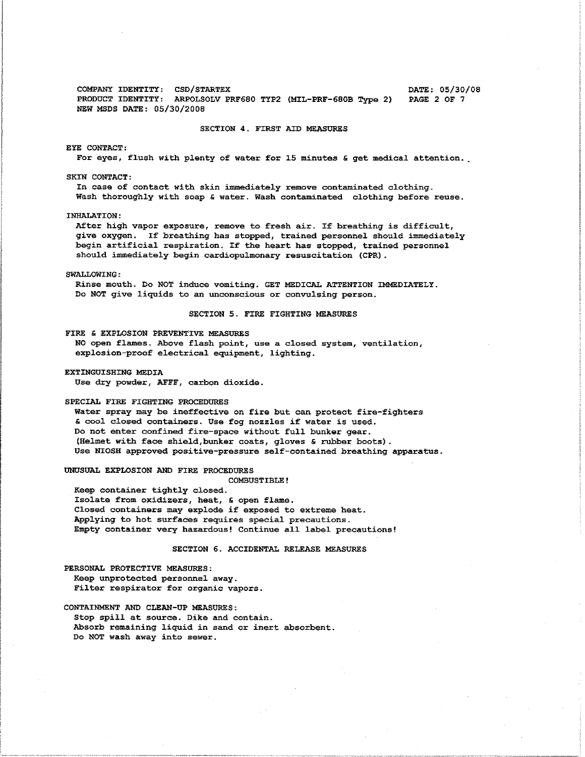COMPANY IDENTITY: CSD/STARTEX
PRODUCT IDENTITY: ARPOLSOLV PRF680 TYP2 (MIL-PRF-680B Type 2)
NEW MSDS DATE: 05/30/2008

DATE: 05/30/08

## SECTION 4. FIRST AID MEASURES

**EYE CONTACT:**

For eyes, flush with plenty of water for 15 minutes & get medical attention.

**SKIN CONTACT:**

In case of contact with skin immediately remove contaminated clothing.
Wash thoroughly with soap & water. Wash contaminated clothing before reuse.

**INHALATION:**

After high vapor exposure, remove to fresh air. If breathing is difficult, give oxygen. If breathing has stopped, trained personnel should immediately begin artificial respiration. If the heart has stopped, trained personnel should immediately begin cardiopulmonary resuscitation (CPR).

**SWALLOWING:**

Rinse mouth. Do NOT induce vomiting. GET MEDICAL ATTENTION IMMEDIATELY.
Do NOT give liquids to an unconscious or convulsing person.

## SECTION 5. FIRE FIGHTING MEASURES

**FIRE & EXPLOSION PREVENTIVE MEASURES**

NO open flames. Above flash point, use a closed system, ventilation, explosion-proof electrical equipment, lighting.

**EXTINGUISHING MEDIA**

Use dry powder, AFFF, carbon dioxide.

**SPECIAL FIRE FIGHTING PROCEDURES**

Water spray may be ineffective on fire but can protect fire-fighters & cool closed containers. Use fog nozzles if water is used.
Do not enter confined fire-space without full bunker gear.
(Helmet with face shield,bunker coats, gloves & rubber boots).
Use NIOSH approved positive-pressure self-contained breathing apparatus.

**UNUSUAL EXPLOSION AND FIRE PROCEDURES**

COMBUSTIBLE!

Keep container tightly closed.
Isolate from oxidizers, heat, & open flame.
Closed containers may explode if exposed to extreme heat.
Applying to hot surfaces requires special precautions.
Empty container very hazardous! Continue all label precautions!

## SECTION 6. ACCIDENTAL RELEASE MEASURES

**PERSONAL PROTECTIVE MEASURES:**

Keep unprotected personnel away.
Filter respirator for organic vapors.

**CONTAINMENT AND CLEAN-UP MEASURES:**

Stop spill at source. Dike and contain.
Absorb remaining liquid in sand or inert absorbent.
Do NOT wash away into sewer.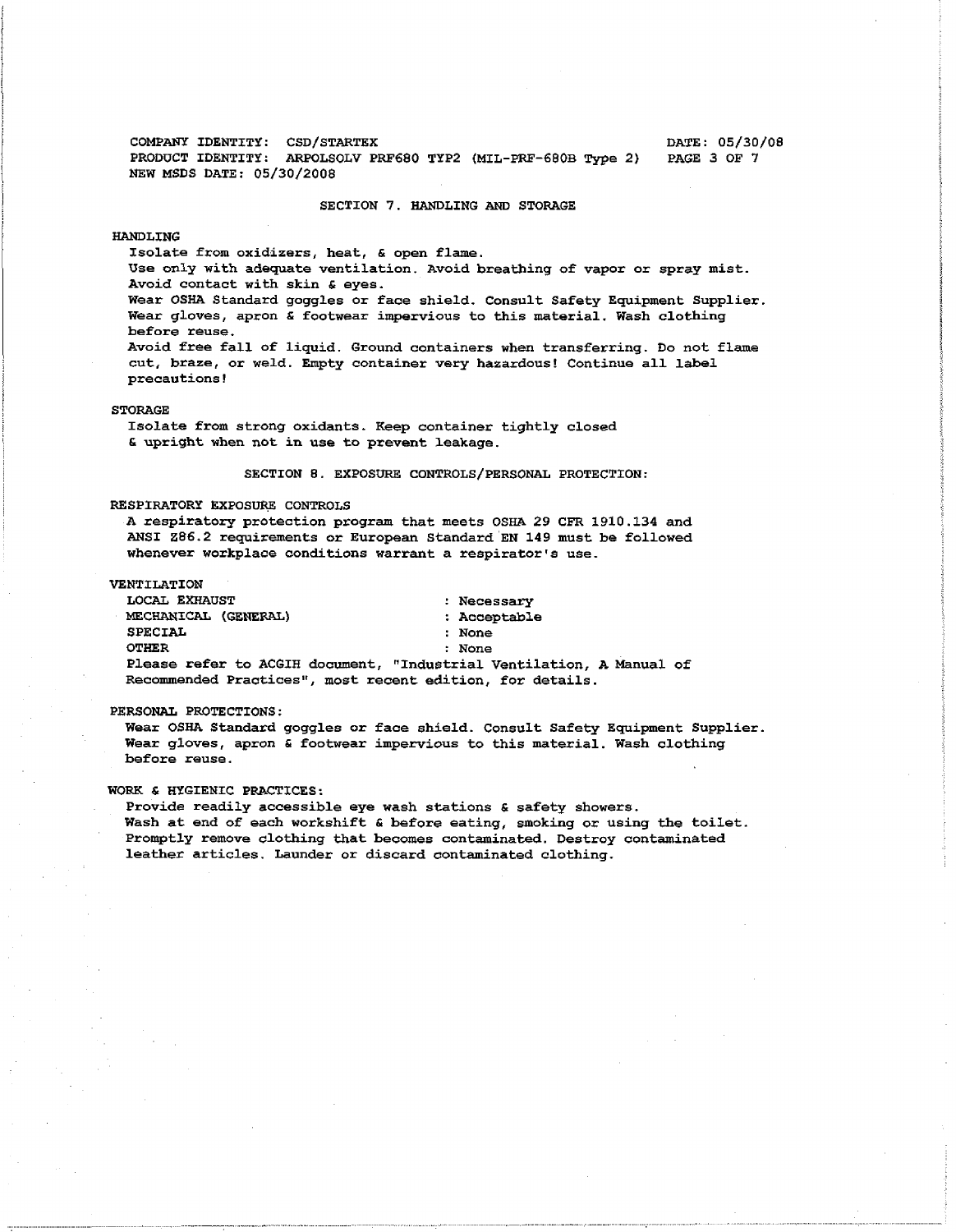## SECTION 7. HANDLING AND STORAGE

### HANDLING

Isolate from oxidizers, heat, & open flame.
Use only with adequate ventilation. Avoid breathing of vapor or spray mist.
Avoid contact with skin & eyes.
Wear OSHA Standard goggles or face shield. Consult Safety Equipment Supplier.
Wear gloves, apron & footwear impervious to this material. Wash clothing before reuse.
Avoid free fall of liquid. Ground containers when transferring. Do not flame cut, braze, or weld. Empty container very hazardous! Continue all label precautions!

### STORAGE

Isolate from strong oxidants. Keep container tightly closed & upright when not in use to prevent leakage.

## SECTION 8. EXPOSURE CONTROLS/PERSONAL PROTECTION:

### RESPIRATORY EXPOSURE CONTROLS

A respiratory protection program that meets OSHA 29 CFR 1910.134 and ANSI Z86.2 requirements or European Standard EN 149 must be followed whenever workplace conditions warrant a respirator's use.

### VENTILATION

| | |
|---|---|
| LOCAL EXHAUST | : Necessary |
| MECHANICAL (GENERAL) | : Acceptable |
| SPECIAL | : None |
| OTHER | : None |

Please refer to ACGIH document, "Industrial Ventilation, A Manual of Recommended Practices", most recent edition, for details.

### PERSONAL PROTECTIONS:

Wear OSHA Standard goggles or face shield. Consult Safety Equipment Supplier.
Wear gloves, apron & footwear impervious to this material. Wash clothing before reuse.

### WORK & HYGIENIC PRACTICES:

Provide readily accessible eye wash stations & safety showers.
Wash at end of each workshift & before eating, smoking or using the toilet.
Promptly remove clothing that becomes contaminated. Destroy contaminated leather articles. Launder or discard contaminated clothing.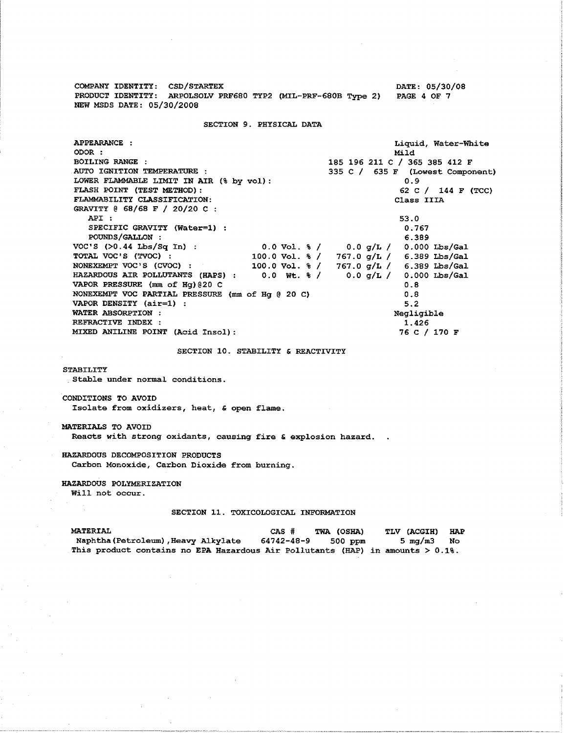COMPANY IDENTITY: CSD/STARTEX
PRODUCT IDENTITY: ARPOLSOLV PRF680 TYP2 (MIL-PRF-680B Type 2)
NEW MSDS DATE: 05/30/2008

DATE: 05/30/08

## SECTION 9. PHYSICAL DATA

| | | | |
|---|---|---|---|
| APPEARANCE : | | | Liquid, Water-White |
| ODOR : | | | Mild |
| BOILING RANGE : | | 185 196 211 C / 365 385 412 F | |
| AUTO IGNITION TEMPERATURE : | | 335 C / 635 F (Lowest Component) | |
| LOWER FLAMMABLE LIMIT IN AIR (% by vol): | | | 0.9 |
| FLASH POINT (TEST METHOD): | | | 62 C / 144 F (TCC) |
| FLAMMABILITY CLASSIFICATION: | | | Class IIIA |
| GRAVITY @ 68/68 F / 20/20 C : | | | |
| API : | | | 53.0 |
| SPECIFIC GRAVITY (Water=1) : | | | 0.767 |
| POUNDS/GALLON : | | | 6.389 |
| VOC'S (>0.44 Lbs/Sq In) : | 0.0 Vol. % / | 0.0 g/L / | 0.000 Lbs/Gal |
| TOTAL VOC'S (TVOC) : | 100.0 Vol. % / | 767.0 g/L / | 6.389 Lbs/Gal |
| NONEXEMPT VOC'S (CVOC) : | 100.0 Vol. % / | 767.0 g/L / | 6.389 Lbs/Gal |
| HAZARDOUS AIR POLLUTANTS (HAPS) : | 0.0 Wt. % / | 0.0 g/L / | 0.000 Lbs/Gal |
| VAPOR PRESSURE (mm of Hg)@20 C | | | 0.8 |
| NONEXEMPT VOC PARTIAL PRESSURE (mm of Hg @ 20 C) | | | 0.8 |
| VAPOR DENSITY (air=1) : | | | 5.2 |
| WATER ABSORPTION : | | | Negligible |
| REFRACTIVE INDEX : | | | 1.426 |
| MIXED ANILINE POINT (Acid Insol): | | | 76 C / 170 F |

## SECTION 10. STABILITY & REACTIVITY

STABILITY
Stable under normal conditions.

CONDITIONS TO AVOID
Isolate from oxidizers, heat, & open flame.

MATERIALS TO AVOID
Reacts with strong oxidants, causing fire & explosion hazard. .

HAZARDOUS DECOMPOSITION PRODUCTS
Carbon Monoxide, Carbon Dioxide from burning.

HAZARDOUS POLYMERIZATION
Will not occur.

## SECTION 11. TOXICOLOGICAL INFORMATION

| MATERIAL | CAS # | TWA (OSHA) | TLV (ACGIH) | HAP |
|---|---|---|---|---|
| Naphtha(Petroleum),Heavy Alkylate | 64742-48-9 | 500 ppm | 5 mg/m3 | No |

This product contains no EPA Hazardous Air Pollutants (HAP) in amounts > 0.1%.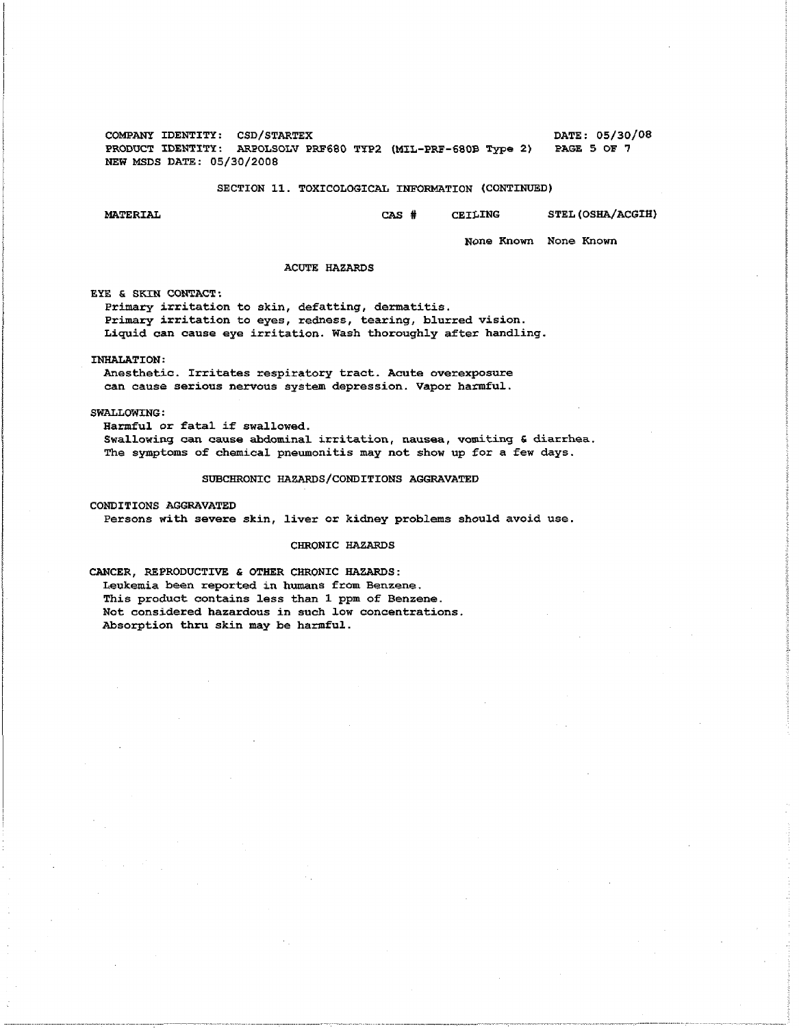COMPANY IDENTITY: CSD/STARTEX

PRODUCT IDENTITY: ARPOLSOLV PRF680 TYP2 (MIL-PRF-680B Type 2)

NEW MSDS DATE: 05/30/2008

DATE: 05/30/08

## SECTION 11. TOXICOLOGICAL INFORMATION (CONTINUED)

| MATERIAL | CAS # | CEILING | STEL (OSHA/ACGIH) |
|---|---|---|---|
| | | None Known | None Known |

### ACUTE HAZARDS

EYE & SKIN CONTACT:
Primary irritation to skin, defatting, dermatitis.
Primary irritation to eyes, redness, tearing, blurred vision.
Liquid can cause eye irritation. Wash thoroughly after handling.

INHALATION:
Anesthetic. Irritates respiratory tract. Acute overexposure can cause serious nervous system depression. Vapor harmful.

SWALLOWING:
Harmful or fatal if swallowed.
Swallowing can cause abdominal irritation, nausea, vomiting & diarrhea.
The symptoms of chemical pneumonitis may not show up for a few days.

### SUBCHRONIC HAZARDS/CONDITIONS AGGRAVATED

CONDITIONS AGGRAVATED
Persons with severe skin, liver or kidney problems should avoid use.

### CHRONIC HAZARDS

CANCER, REPRODUCTIVE & OTHER CHRONIC HAZARDS:
Leukemia been reported in humans from Benzene.
This product contains less than 1 ppm of Benzene.
Not considered hazardous in such low concentrations.
Absorption thru skin may be harmful.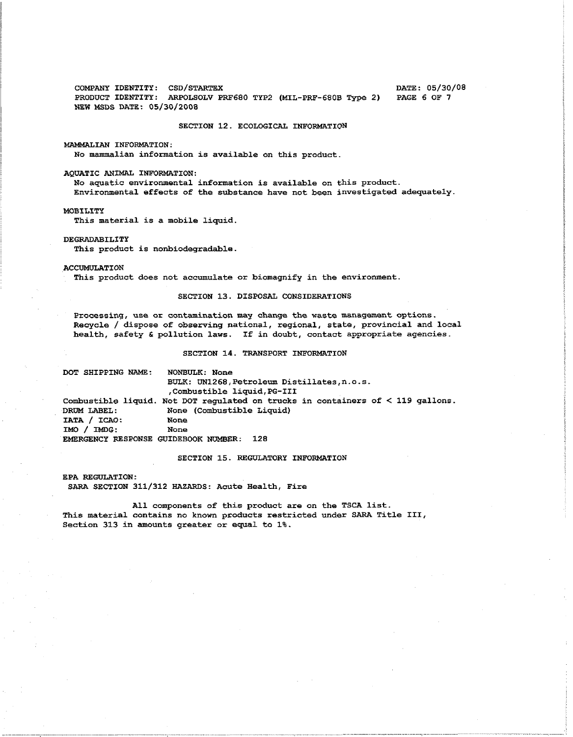COMPANY IDENTITY: CSD/STARTEX
PRODUCT IDENTITY: ARPOLSOLV PRF680 TYP2 (MIL-PRF-680B Type 2)
NEW MSDS DATE: 05/30/2008

DATE: 05/30/08

## SECTION 12. ECOLOGICAL INFORMATION

MAMMALIAN INFORMATION:
No mammalian information is available on this product.

AQUATIC ANIMAL INFORMATION:
No aquatic environmental information is available on this product.
Environmental effects of the substance have not been investigated adequately.

MOBILITY
This material is a mobile liquid.

DEGRADABILITY
This product is nonbiodegradable.

ACCUMULATION
This product does not accumulate or biomagnify in the environment.

## SECTION 13. DISPOSAL CONSIDERATIONS

Processing, use or contamination may change the waste management options.
Recycle / dispose of observing national, regional, state, provincial and local health, safety & pollution laws. If in doubt, contact appropriate agencies.

## SECTION 14. TRANSPORT INFORMATION

DOT SHIPPING NAME: NONBULK: None
BULK: UN1268,Petroleum Distillates,n.o.s. ,Combustible liquid,PG-III
Combustible liquid. Not DOT regulated on trucks in containers of < 119 gallons.
DRUM LABEL: None (Combustible Liquid)
IATA / ICAO: None
IMO / IMDG: None
EMERGENCY RESPONSE GUIDEBOOK NUMBER: 128

## SECTION 15. REGULATORY INFORMATION

EPA REGULATION:
SARA SECTION 311/312 HAZARDS: Acute Health, Fire

All components of this product are on the TSCA list.
This material contains no known products restricted under SARA Title III, Section 313 in amounts greater or equal to 1%.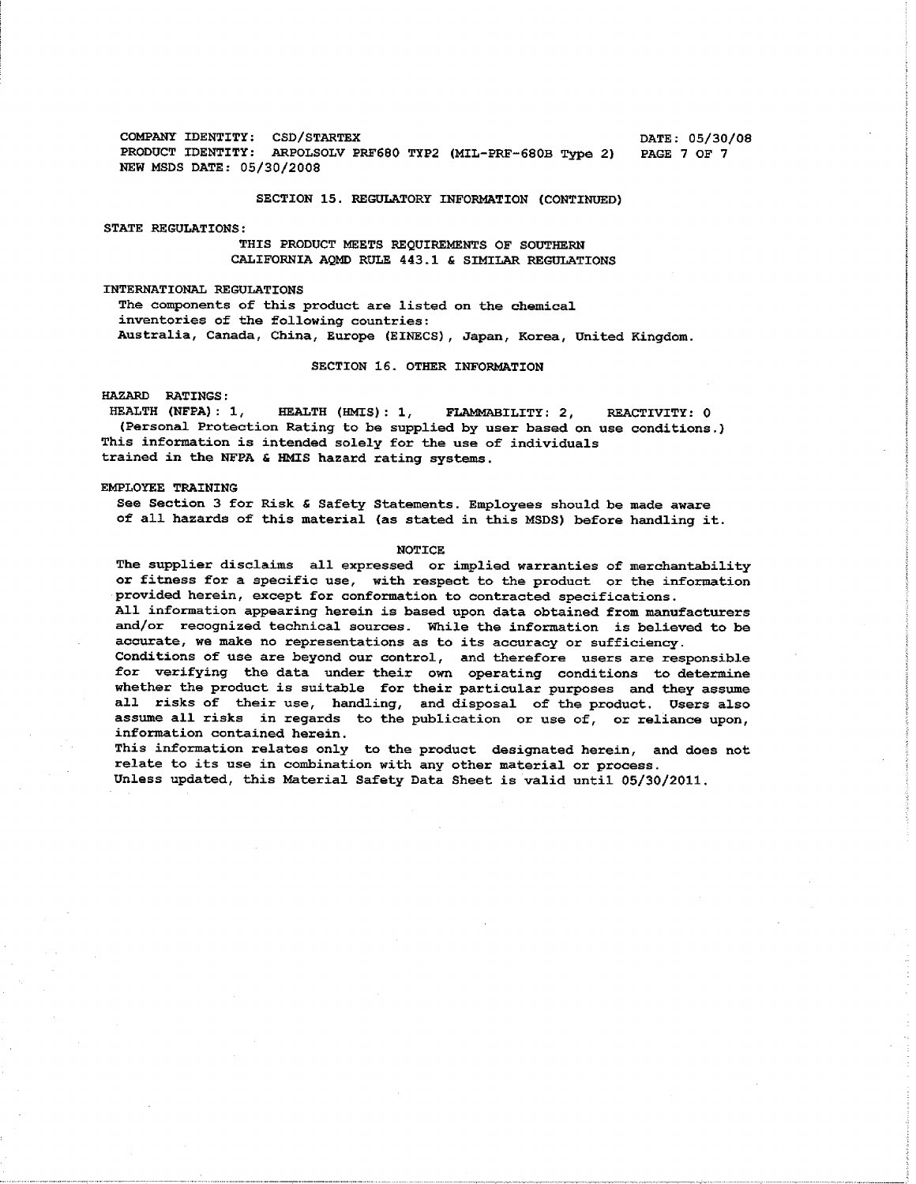## SECTION 15. REGULATORY INFORMATION (CONTINUED)

STATE REGULATIONS:

THIS PRODUCT MEETS REQUIREMENTS OF SOUTHERN CALIFORNIA AQMD RULE 443.1 & SIMILAR REGULATIONS

INTERNATIONAL REGULATIONS

The components of this product are listed on the chemical inventories of the following countries:
Australia, Canada, China, Europe (EINECS), Japan, Korea, United Kingdom.

## SECTION 16. OTHER INFORMATION

HAZARD RATINGS:

HEALTH (NFPA): 1, HEALTH (HMIS): 1, FLAMMABILITY: 2, REACTIVITY: 0
(Personal Protection Rating to be supplied by user based on use conditions.)
This information is intended solely for the use of individuals trained in the NFPA & HMIS hazard rating systems.

EMPLOYEE TRAINING

See Section 3 for Risk & Safety Statements. Employees should be made aware of all hazards of this material (as stated in this MSDS) before handling it.

### NOTICE

The supplier disclaims all expressed or implied warranties of merchantability or fitness for a specific use, with respect to the product or the information provided herein, except for conformation to contracted specifications.
All information appearing herein is based upon data obtained from manufacturers and/or recognized technical sources. While the information is believed to be accurate, we make no representations as to its accuracy or sufficiency.
Conditions of use are beyond our control, and therefore users are responsible for verifying the data under their own operating conditions to determine whether the product is suitable for their particular purposes and they assume all risks of their use, handling, and disposal of the product. Users also assume all risks in regards to the publication or use of, or reliance upon, information contained herein.
This information relates only to the product designated herein, and does not relate to its use in combination with any other material or process.
Unless updated, this Material Safety Data Sheet is valid until 05/30/2011.